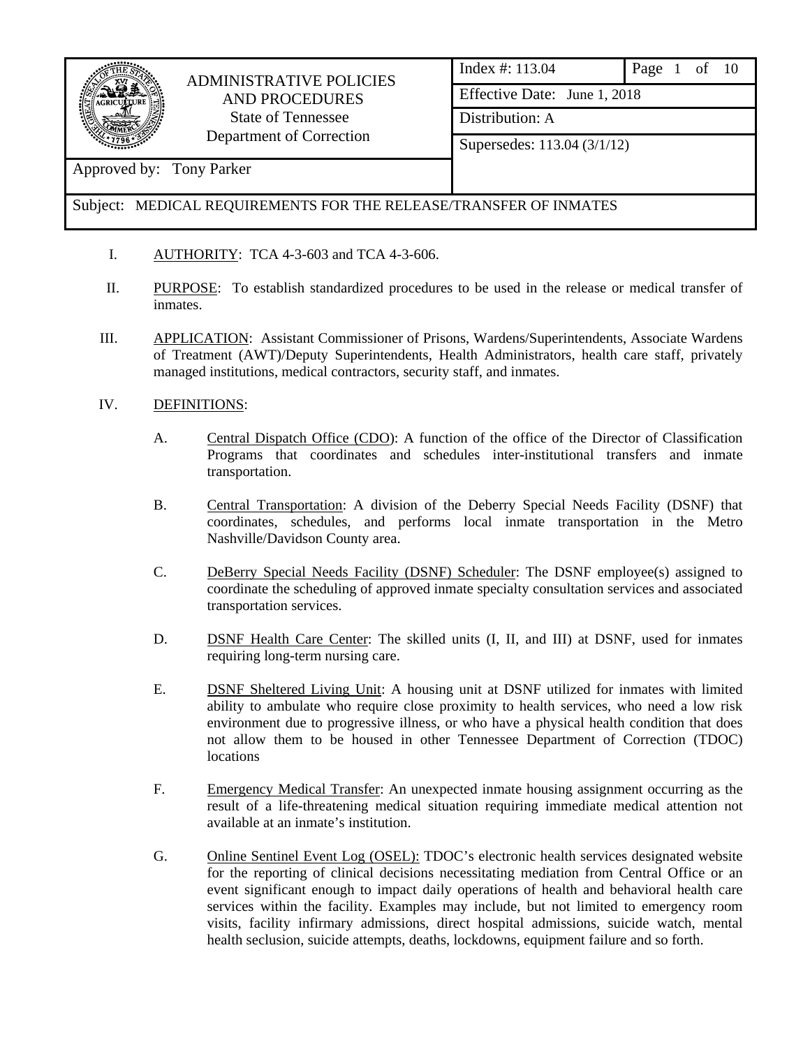| ADMINISTRATIVE POLICIES AND PROCEDURES State of Tennessee Department of Correction | Index #: 113.04 | Page 1 of 10 |
|---|---|---|
| | Effective Date: June 1, 2018 | |
| | Distribution: A | |
| | Supersedes: 113.04 (3/1/12) | |
| Approved by: Tony Parker | | |
| Subject: MEDICAL REQUIREMENTS FOR THE RELEASE/TRANSFER OF INMATES | | |

I. AUTHORITY: TCA 4-3-603 and TCA 4-3-606.

II. PURPOSE: To establish standardized procedures to be used in the release or medical transfer of inmates.

III. APPLICATION: Assistant Commissioner of Prisons, Wardens/Superintendents, Associate Wardens of Treatment (AWT)/Deputy Superintendents, Health Administrators, health care staff, privately managed institutions, medical contractors, security staff, and inmates.

IV. DEFINITIONS:

A. Central Dispatch Office (CDO): A function of the office of the Director of Classification Programs that coordinates and schedules inter-institutional transfers and inmate transportation.

B. Central Transportation: A division of the Deberry Special Needs Facility (DSNF) that coordinates, schedules, and performs local inmate transportation in the Metro Nashville/Davidson County area.

C. DeBerry Special Needs Facility (DSNF) Scheduler: The DSNF employee(s) assigned to coordinate the scheduling of approved inmate specialty consultation services and associated transportation services.

D. DSNF Health Care Center: The skilled units (I, II, and III) at DSNF, used for inmates requiring long-term nursing care.

E. DSNF Sheltered Living Unit: A housing unit at DSNF utilized for inmates with limited ability to ambulate who require close proximity to health services, who need a low risk environment due to progressive illness, or who have a physical health condition that does not allow them to be housed in other Tennessee Department of Correction (TDOC) locations

F. Emergency Medical Transfer: An unexpected inmate housing assignment occurring as the result of a life-threatening medical situation requiring immediate medical attention not available at an inmate's institution.

G. Online Sentinel Event Log (OSEL): TDOC's electronic health services designated website for the reporting of clinical decisions necessitating mediation from Central Office or an event significant enough to impact daily operations of health and behavioral health care services within the facility. Examples may include, but not limited to emergency room visits, facility infirmary admissions, direct hospital admissions, suicide watch, mental health seclusion, suicide attempts, deaths, lockdowns, equipment failure and so forth.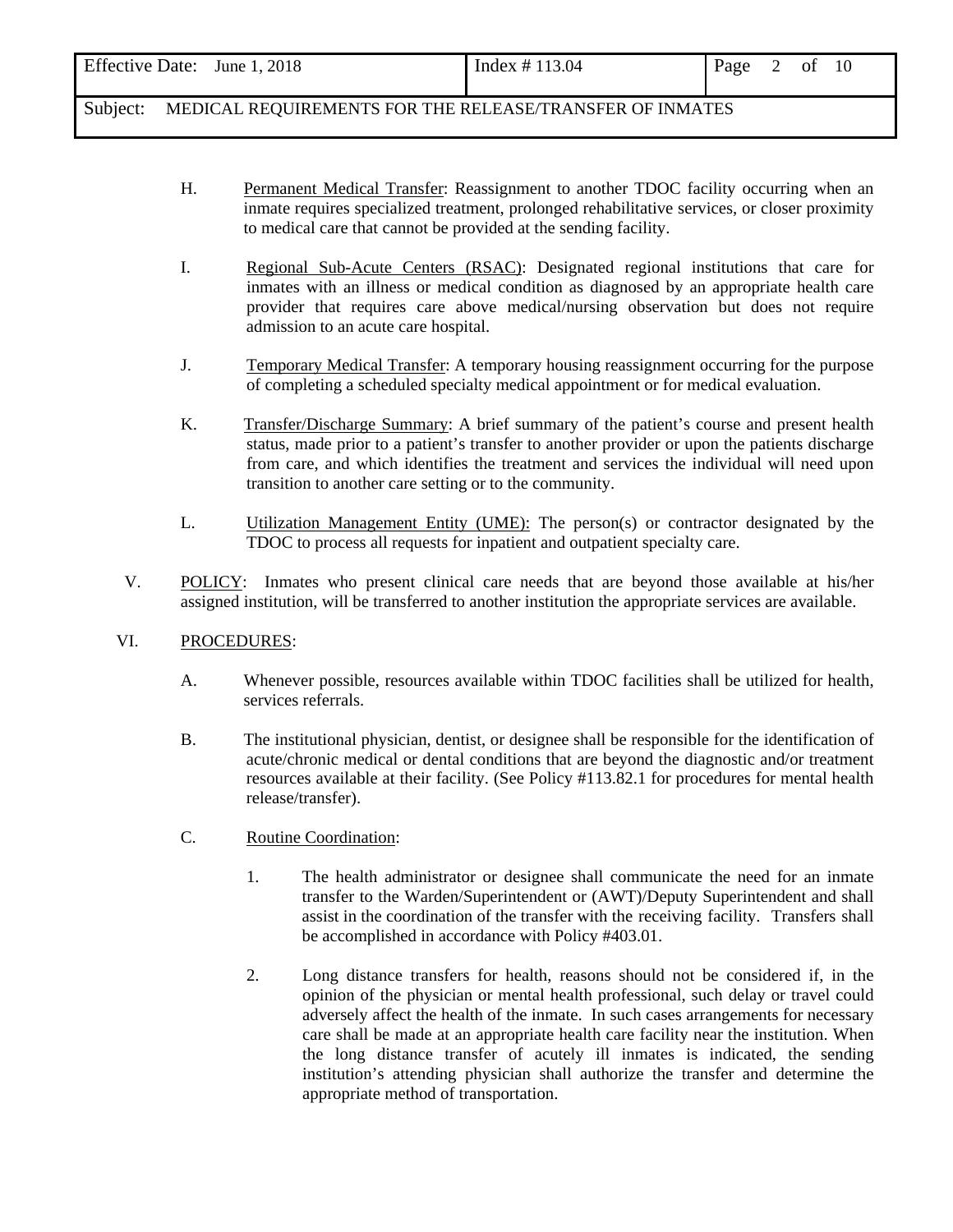H. Permanent Medical Transfer: Reassignment to another TDOC facility occurring when an inmate requires specialized treatment, prolonged rehabilitative services, or closer proximity to medical care that cannot be provided at the sending facility.

I. Regional Sub-Acute Centers (RSAC): Designated regional institutions that care for inmates with an illness or medical condition as diagnosed by an appropriate health care provider that requires care above medical/nursing observation but does not require admission to an acute care hospital.

J. Temporary Medical Transfer: A temporary housing reassignment occurring for the purpose of completing a scheduled specialty medical appointment or for medical evaluation.

K. Transfer/Discharge Summary: A brief summary of the patient's course and present health status, made prior to a patient's transfer to another provider or upon the patients discharge from care, and which identifies the treatment and services the individual will need upon transition to another care setting or to the community.

L. Utilization Management Entity (UME): The person(s) or contractor designated by the TDOC to process all requests for inpatient and outpatient specialty care.

V. POLICY: Inmates who present clinical care needs that are beyond those available at his/her assigned institution, will be transferred to another institution the appropriate services are available.

VI. PROCEDURES:

A. Whenever possible, resources available within TDOC facilities shall be utilized for health, services referrals.

B. The institutional physician, dentist, or designee shall be responsible for the identification of acute/chronic medical or dental conditions that are beyond the diagnostic and/or treatment resources available at their facility. (See Policy #113.82.1 for procedures for mental health release/transfer).

C. Routine Coordination:

1. The health administrator or designee shall communicate the need for an inmate transfer to the Warden/Superintendent or (AWT)/Deputy Superintendent and shall assist in the coordination of the transfer with the receiving facility. Transfers shall be accomplished in accordance with Policy #403.01.

2. Long distance transfers for health, reasons should not be considered if, in the opinion of the physician or mental health professional, such delay or travel could adversely affect the health of the inmate. In such cases arrangements for necessary care shall be made at an appropriate health care facility near the institution. When the long distance transfer of acutely ill inmates is indicated, the sending institution's attending physician shall authorize the transfer and determine the appropriate method of transportation.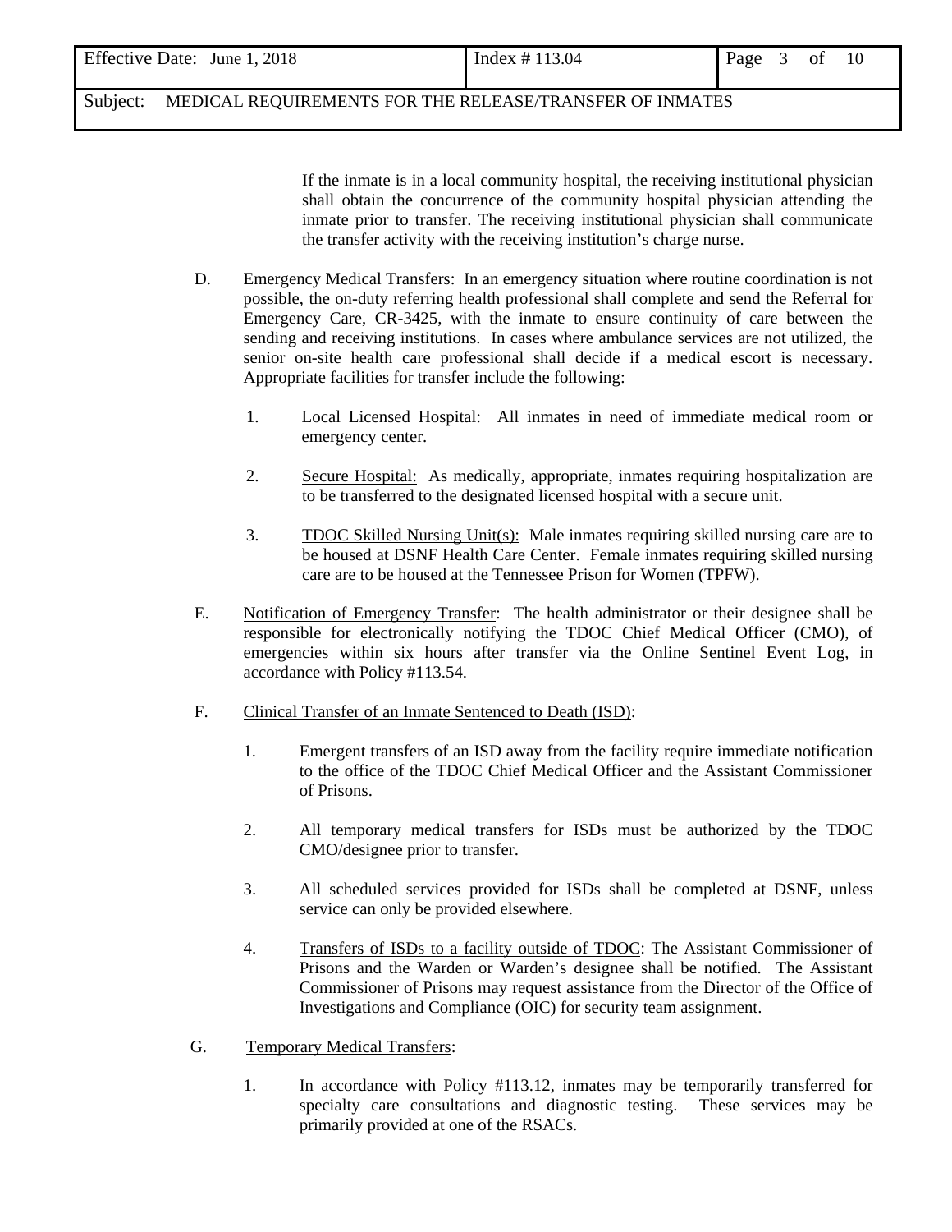If the inmate is in a local community hospital, the receiving institutional physician shall obtain the concurrence of the community hospital physician attending the inmate prior to transfer. The receiving institutional physician shall communicate the transfer activity with the receiving institution's charge nurse.

D. Emergency Medical Transfers: In an emergency situation where routine coordination is not possible, the on-duty referring health professional shall complete and send the Referral for Emergency Care, CR-3425, with the inmate to ensure continuity of care between the sending and receiving institutions. In cases where ambulance services are not utilized, the senior on-site health care professional shall decide if a medical escort is necessary. Appropriate facilities for transfer include the following:

   1. Local Licensed Hospital: All inmates in need of immediate medical room or emergency center.

   2. Secure Hospital: As medically, appropriate, inmates requiring hospitalization are to be transferred to the designated licensed hospital with a secure unit.

   3. TDOC Skilled Nursing Unit(s): Male inmates requiring skilled nursing care are to be housed at DSNF Health Care Center. Female inmates requiring skilled nursing care are to be housed at the Tennessee Prison for Women (TPFW).

E. Notification of Emergency Transfer: The health administrator or their designee shall be responsible for electronically notifying the TDOC Chief Medical Officer (CMO), of emergencies within six hours after transfer via the Online Sentinel Event Log, in accordance with Policy #113.54.

F. Clinical Transfer of an Inmate Sentenced to Death (ISD):

   1. Emergent transfers of an ISD away from the facility require immediate notification to the office of the TDOC Chief Medical Officer and the Assistant Commissioner of Prisons.

   2. All temporary medical transfers for ISDs must be authorized by the TDOC CMO/designee prior to transfer.

   3. All scheduled services provided for ISDs shall be completed at DSNF, unless service can only be provided elsewhere.

   4. Transfers of ISDs to a facility outside of TDOC: The Assistant Commissioner of Prisons and the Warden or Warden's designee shall be notified. The Assistant Commissioner of Prisons may request assistance from the Director of the Office of Investigations and Compliance (OIC) for security team assignment.

G. Temporary Medical Transfers:

   1. In accordance with Policy #113.12, inmates may be temporarily transferred for specialty care consultations and diagnostic testing. These services may be primarily provided at one of the RSACs.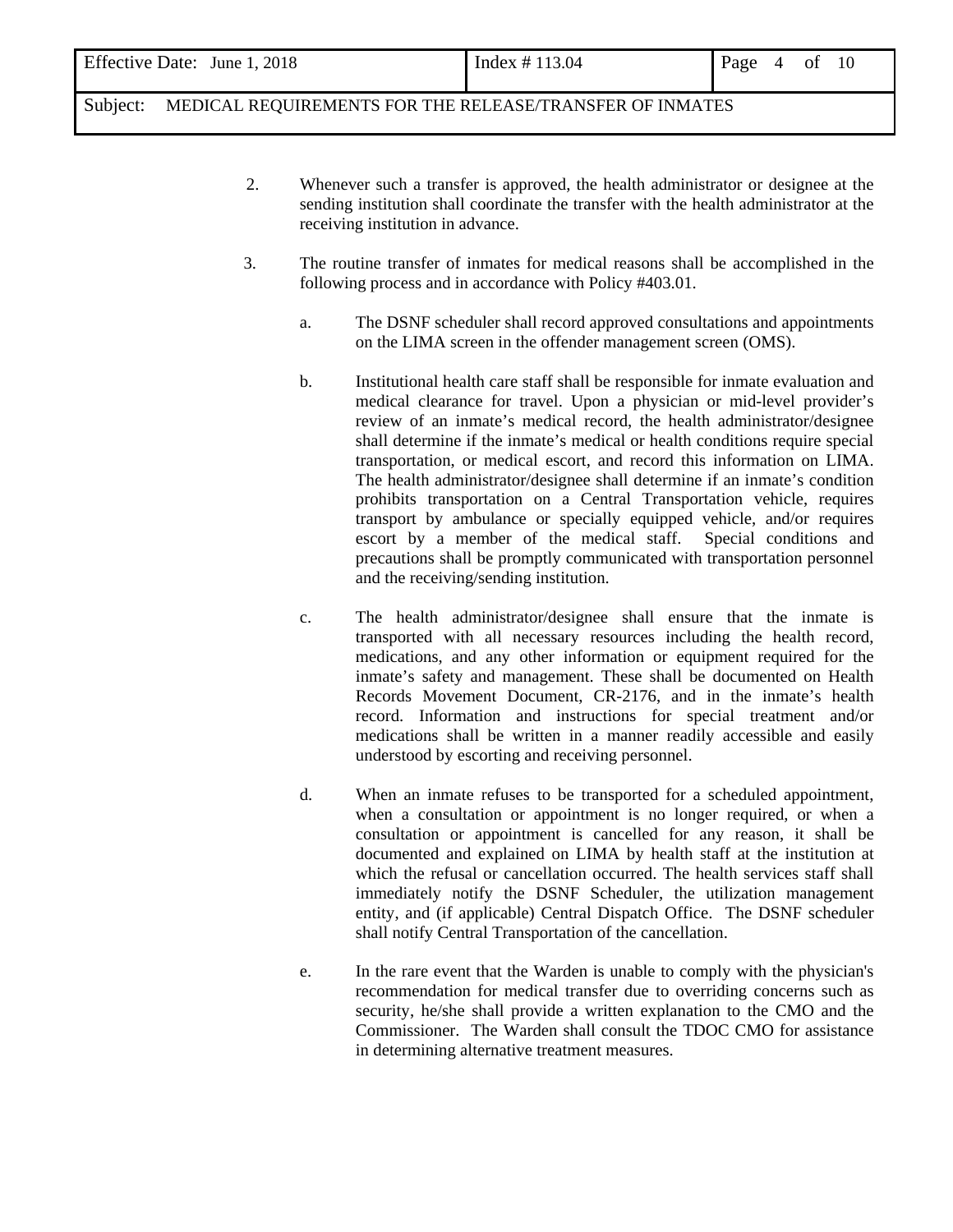2. Whenever such a transfer is approved, the health administrator or designee at the sending institution shall coordinate the transfer with the health administrator at the receiving institution in advance.

3. The routine transfer of inmates for medical reasons shall be accomplished in the following process and in accordance with Policy #403.01.

   a. The DSNF scheduler shall record approved consultations and appointments on the LIMA screen in the offender management screen (OMS).

   b. Institutional health care staff shall be responsible for inmate evaluation and medical clearance for travel. Upon a physician or mid-level provider's review of an inmate's medical record, the health administrator/designee shall determine if the inmate's medical or health conditions require special transportation, or medical escort, and record this information on LIMA. The health administrator/designee shall determine if an inmate's condition prohibits transportation on a Central Transportation vehicle, requires transport by ambulance or specially equipped vehicle, and/or requires escort by a member of the medical staff. Special conditions and precautions shall be promptly communicated with transportation personnel and the receiving/sending institution.

   c. The health administrator/designee shall ensure that the inmate is transported with all necessary resources including the health record, medications, and any other information or equipment required for the inmate's safety and management. These shall be documented on Health Records Movement Document, CR-2176, and in the inmate's health record. Information and instructions for special treatment and/or medications shall be written in a manner readily accessible and easily understood by escorting and receiving personnel.

   d. When an inmate refuses to be transported for a scheduled appointment, when a consultation or appointment is no longer required, or when a consultation or appointment is cancelled for any reason, it shall be documented and explained on LIMA by health staff at the institution at which the refusal or cancellation occurred. The health services staff shall immediately notify the DSNF Scheduler, the utilization management entity, and (if applicable) Central Dispatch Office. The DSNF scheduler shall notify Central Transportation of the cancellation.

   e. In the rare event that the Warden is unable to comply with the physician's recommendation for medical transfer due to overriding concerns such as security, he/she shall provide a written explanation to the CMO and the Commissioner. The Warden shall consult the TDOC CMO for assistance in determining alternative treatment measures.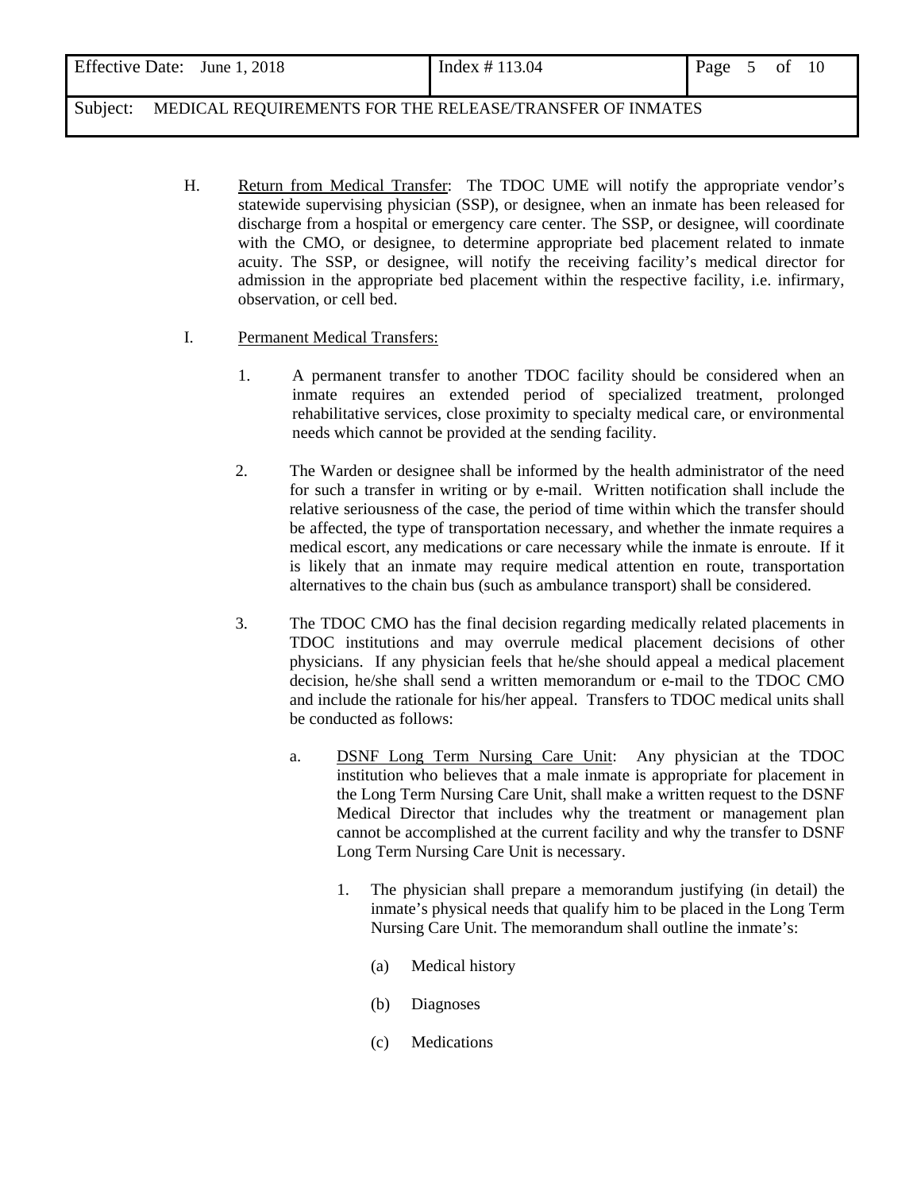H. <u>Return from Medical Transfer</u>: The TDOC UME will notify the appropriate vendor's statewide supervising physician (SSP), or designee, when an inmate has been released for discharge from a hospital or emergency care center. The SSP, or designee, will coordinate with the CMO, or designee, to determine appropriate bed placement related to inmate acuity. The SSP, or designee, will notify the receiving facility's medical director for admission in the appropriate bed placement within the respective facility, i.e. infirmary, observation, or cell bed.

I. <u>Permanent Medical Transfers:</u>

1. A permanent transfer to another TDOC facility should be considered when an inmate requires an extended period of specialized treatment, prolonged rehabilitative services, close proximity to specialty medical care, or environmental needs which cannot be provided at the sending facility.

2. The Warden or designee shall be informed by the health administrator of the need for such a transfer in writing or by e-mail. Written notification shall include the relative seriousness of the case, the period of time within which the transfer should be affected, the type of transportation necessary, and whether the inmate requires a medical escort, any medications or care necessary while the inmate is enroute. If it is likely that an inmate may require medical attention en route, transportation alternatives to the chain bus (such as ambulance transport) shall be considered.

3. The TDOC CMO has the final decision regarding medically related placements in TDOC institutions and may overrule medical placement decisions of other physicians. If any physician feels that he/she should appeal a medical placement decision, he/she shall send a written memorandum or e-mail to the TDOC CMO and include the rationale for his/her appeal. Transfers to TDOC medical units shall be conducted as follows:

   a. <u>DSNF Long Term Nursing Care Unit</u>: Any physician at the TDOC institution who believes that a male inmate is appropriate for placement in the Long Term Nursing Care Unit, shall make a written request to the DSNF Medical Director that includes why the treatment or management plan cannot be accomplished at the current facility and why the transfer to DSNF Long Term Nursing Care Unit is necessary.

      1. The physician shall prepare a memorandum justifying (in detail) the inmate's physical needs that qualify him to be placed in the Long Term Nursing Care Unit. The memorandum shall outline the inmate's:

         (a) Medical history

         (b) Diagnoses

         (c) Medications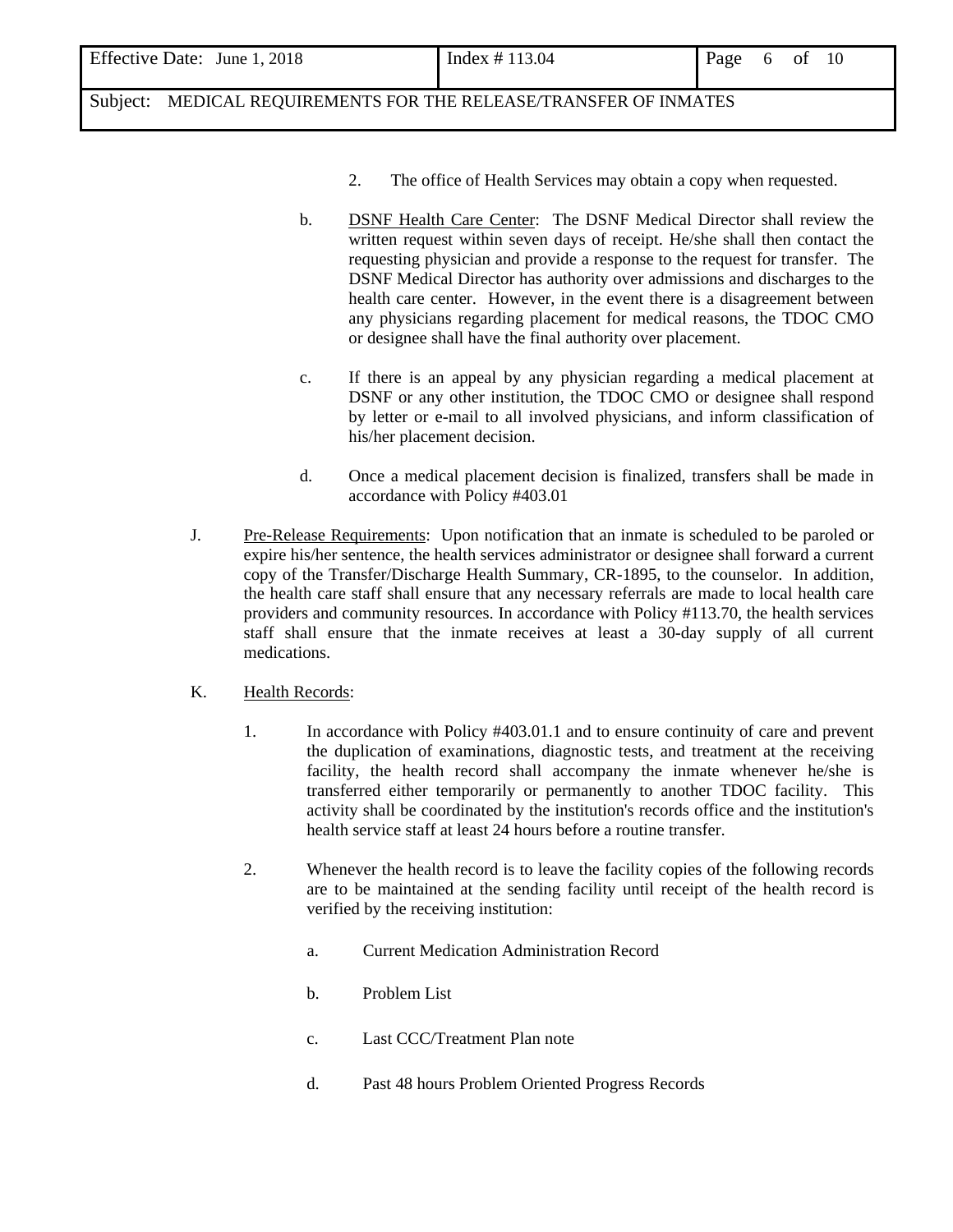2. The office of Health Services may obtain a copy when requested.

b. DSNF Health Care Center: The DSNF Medical Director shall review the written request within seven days of receipt. He/she shall then contact the requesting physician and provide a response to the request for transfer. The DSNF Medical Director has authority over admissions and discharges to the health care center. However, in the event there is a disagreement between any physicians regarding placement for medical reasons, the TDOC CMO or designee shall have the final authority over placement.

c. If there is an appeal by any physician regarding a medical placement at DSNF or any other institution, the TDOC CMO or designee shall respond by letter or e-mail to all involved physicians, and inform classification of his/her placement decision.

d. Once a medical placement decision is finalized, transfers shall be made in accordance with Policy #403.01

J. Pre-Release Requirements: Upon notification that an inmate is scheduled to be paroled or expire his/her sentence, the health services administrator or designee shall forward a current copy of the Transfer/Discharge Health Summary, CR-1895, to the counselor. In addition, the health care staff shall ensure that any necessary referrals are made to local health care providers and community resources. In accordance with Policy #113.70, the health services staff shall ensure that the inmate receives at least a 30-day supply of all current medications.

K. Health Records:

1. In accordance with Policy #403.01.1 and to ensure continuity of care and prevent the duplication of examinations, diagnostic tests, and treatment at the receiving facility, the health record shall accompany the inmate whenever he/she is transferred either temporarily or permanently to another TDOC facility. This activity shall be coordinated by the institution's records office and the institution's health service staff at least 24 hours before a routine transfer.

2. Whenever the health record is to leave the facility copies of the following records are to be maintained at the sending facility until receipt of the health record is verified by the receiving institution:

   a. Current Medication Administration Record

   b. Problem List

   c. Last CCC/Treatment Plan note

   d. Past 48 hours Problem Oriented Progress Records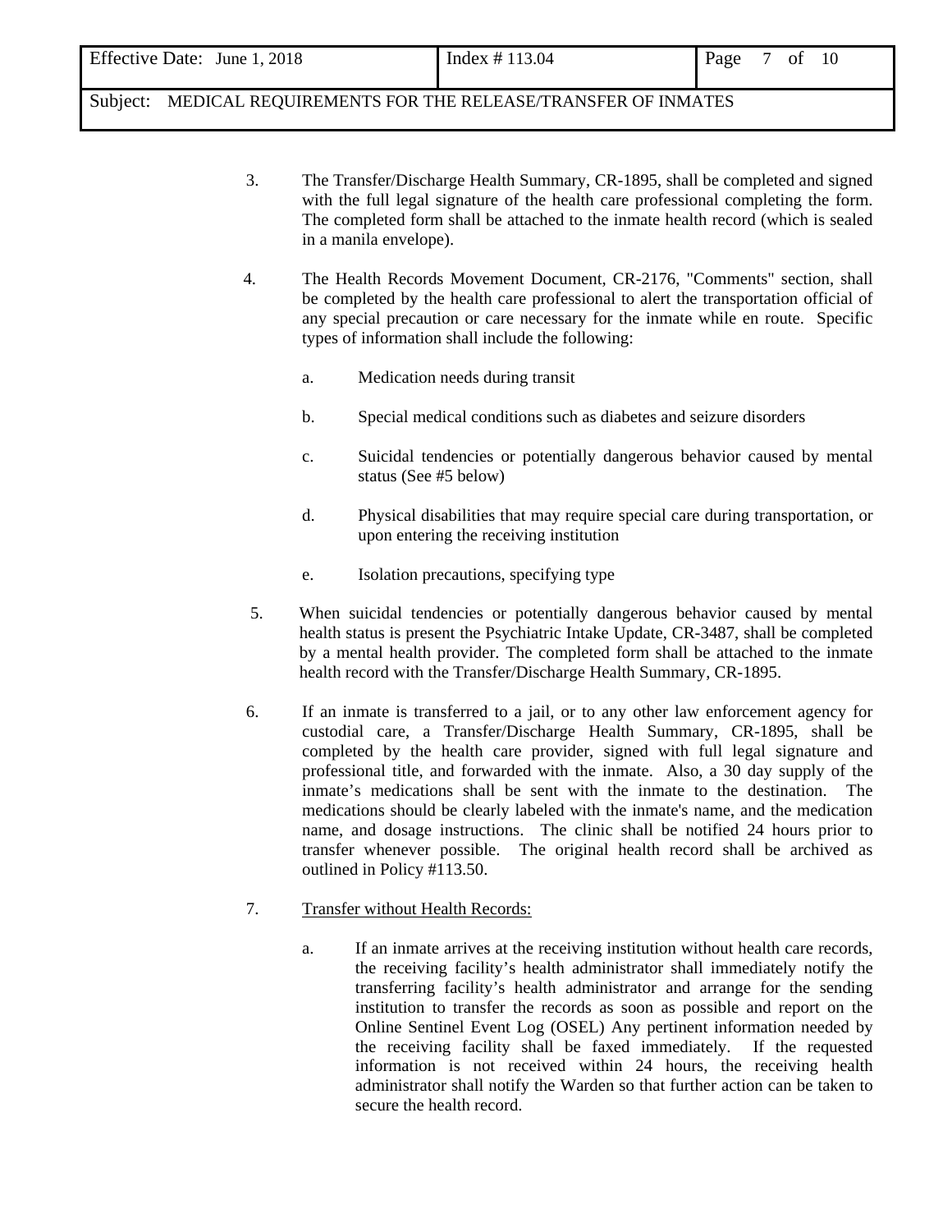3. The Transfer/Discharge Health Summary, CR-1895, shall be completed and signed with the full legal signature of the health care professional completing the form. The completed form shall be attached to the inmate health record (which is sealed in a manila envelope).

4. The Health Records Movement Document, CR-2176, "Comments" section, shall be completed by the health care professional to alert the transportation official of any special precaution or care necessary for the inmate while en route. Specific types of information shall include the following:

   a. Medication needs during transit

   b. Special medical conditions such as diabetes and seizure disorders

   c. Suicidal tendencies or potentially dangerous behavior caused by mental status (See #5 below)

   d. Physical disabilities that may require special care during transportation, or upon entering the receiving institution

   e. Isolation precautions, specifying type

5. When suicidal tendencies or potentially dangerous behavior caused by mental health status is present the Psychiatric Intake Update, CR-3487, shall be completed by a mental health provider. The completed form shall be attached to the inmate health record with the Transfer/Discharge Health Summary, CR-1895.

6. If an inmate is transferred to a jail, or to any other law enforcement agency for custodial care, a Transfer/Discharge Health Summary, CR-1895, shall be completed by the health care provider, signed with full legal signature and professional title, and forwarded with the inmate. Also, a 30 day supply of the inmate's medications shall be sent with the inmate to the destination. The medications should be clearly labeled with the inmate's name, and the medication name, and dosage instructions. The clinic shall be notified 24 hours prior to transfer whenever possible. The original health record shall be archived as outlined in Policy #113.50.

7. <u>Transfer without Health Records:</u>

   a. If an inmate arrives at the receiving institution without health care records, the receiving facility's health administrator shall immediately notify the transferring facility's health administrator and arrange for the sending institution to transfer the records as soon as possible and report on the Online Sentinel Event Log (OSEL) Any pertinent information needed by the receiving facility shall be faxed immediately. If the requested information is not received within 24 hours, the receiving health administrator shall notify the Warden so that further action can be taken to secure the health record.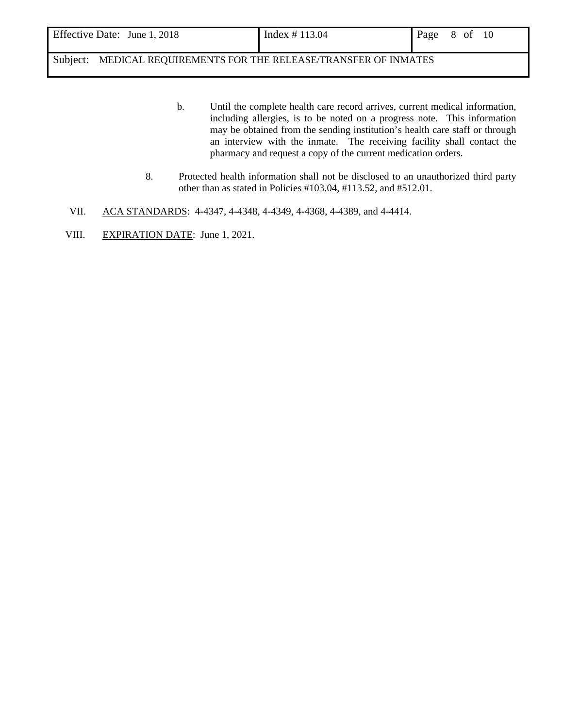b. Until the complete health care record arrives, current medical information, including allergies, is to be noted on a progress note. This information may be obtained from the sending institution's health care staff or through an interview with the inmate. The receiving facility shall contact the pharmacy and request a copy of the current medication orders.

8. Protected health information shall not be disclosed to an unauthorized third party other than as stated in Policies #103.04, #113.52, and #512.01.

VII. ACA STANDARDS: 4-4347, 4-4348, 4-4349, 4-4368, 4-4389, and 4-4414.

VIII. EXPIRATION DATE: June 1, 2021.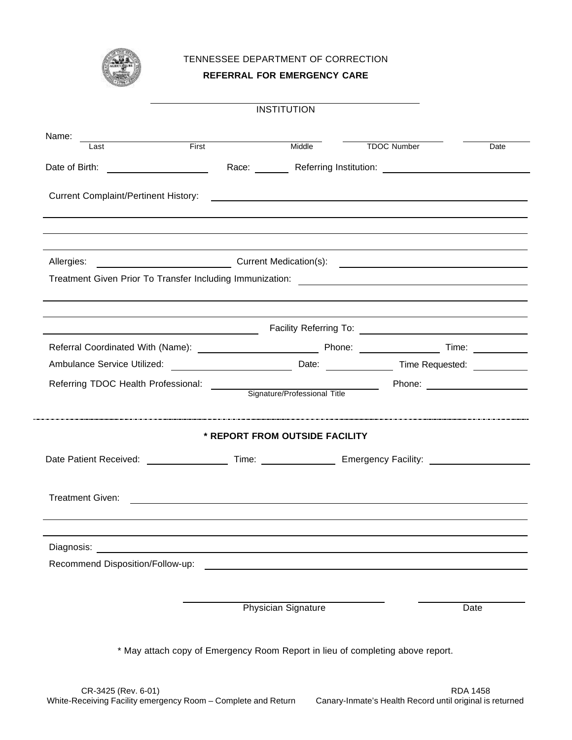TENNESSEE DEPARTMENT OF CORRECTION

**REFERRAL FOR EMERGENCY CARE**

\_\_\_\_\_\_\_\_\_\_\_\_\_\_\_\_\_\_\_\_\_\_\_\_\_\_\_\_\_\_\_\_\_\_\_\_\_\_\_\_
INSTITUTION

Name: \_\_\_\_\_\_\_\_\_\_\_\_\_\_\_\_\_\_\_\_\_\_\_\_\_\_\_\_\_\_\_\_\_\_\_\_ \_\_\_\_\_\_\_\_\_\_\_\_\_\_\_\_ \_\_\_\_\_\_\_\_\_\_
Last First Middle TDOC Number Date

Date of Birth: \_\_\_\_\_\_\_\_\_\_\_\_\_\_ Race: \_\_\_\_\_\_ Referring Institution: \_\_\_\_\_\_\_\_\_\_\_\_\_\_\_\_\_\_\_\_

Current Complaint/Pertinent History: \_\_\_\_\_\_\_\_\_\_\_\_\_\_\_\_\_\_\_\_\_\_\_\_\_\_\_\_\_\_\_\_\_\_\_\_\_\_\_\_

Allergies: \_\_\_\_\_\_\_\_\_\_\_\_\_\_\_\_\_\_ Current Medication(s): \_\_\_\_\_\_\_\_\_\_\_\_\_\_\_\_\_\_\_\_\_\_\_\_\_\_

Treatment Given Prior To Transfer Including Immunization: \_\_\_\_\_\_\_\_\_\_\_\_\_\_\_\_\_\_\_\_\_\_\_\_

Facility Referring To: \_\_\_\_\_\_\_\_\_\_\_\_\_\_\_\_\_\_\_\_\_\_\_\_

Referral Coordinated With (Name): \_\_\_\_\_\_\_\_\_\_\_\_\_\_\_\_\_\_ Phone: \_\_\_\_\_\_\_\_\_\_\_\_ Time: \_\_\_\_\_\_\_\_

Ambulance Service Utilized: \_\_\_\_\_\_\_\_\_\_\_\_\_\_\_\_\_\_ Date: \_\_\_\_\_\_\_\_\_\_ Time Requested: \_\_\_\_\_\_\_\_

Referring TDOC Health Professional: \_\_\_\_\_\_\_\_\_\_\_\_\_\_\_\_\_\_\_\_\_\_\_\_ Phone: \_\_\_\_\_\_\_\_\_\_\_\_\_\_\_\_
Signature/Professional Title

---

**\* REPORT FROM OUTSIDE FACILITY**

Date Patient Received: \_\_\_\_\_\_\_\_\_\_\_\_ Time: \_\_\_\_\_\_\_\_\_\_\_\_ Emergency Facility: \_\_\_\_\_\_\_\_\_\_\_\_\_\_\_\_

Treatment Given: \_\_\_\_\_\_\_\_\_\_\_\_\_\_\_\_\_\_\_\_\_\_\_\_\_\_\_\_\_\_\_\_\_\_\_\_\_\_\_\_\_\_\_\_\_\_\_\_\_\_

Diagnosis: \_\_\_\_\_\_\_\_\_\_\_\_\_\_\_\_\_\_\_\_\_\_\_\_\_\_\_\_\_\_\_\_\_\_\_\_\_\_\_\_\_\_\_\_\_\_\_\_\_\_\_\_\_\_\_\_

Recommend Disposition/Follow-up: \_\_\_\_\_\_\_\_\_\_\_\_\_\_\_\_\_\_\_\_\_\_\_\_\_\_\_\_\_\_\_\_\_\_\_\_\_\_\_\_

\_\_\_\_\_\_\_\_\_\_\_\_\_\_\_\_\_\_\_\_\_\_\_\_\_\_\_\_ \_\_\_\_\_\_\_\_\_\_\_\_\_\_
Physician Signature Date

\* May attach copy of Emergency Room Report in lieu of completing above report.

CR-3425 (Rev. 6-01) RDA 1458

White-Receiving Facility emergency Room – Complete and Return Canary-Inmate's Health Record until original is returned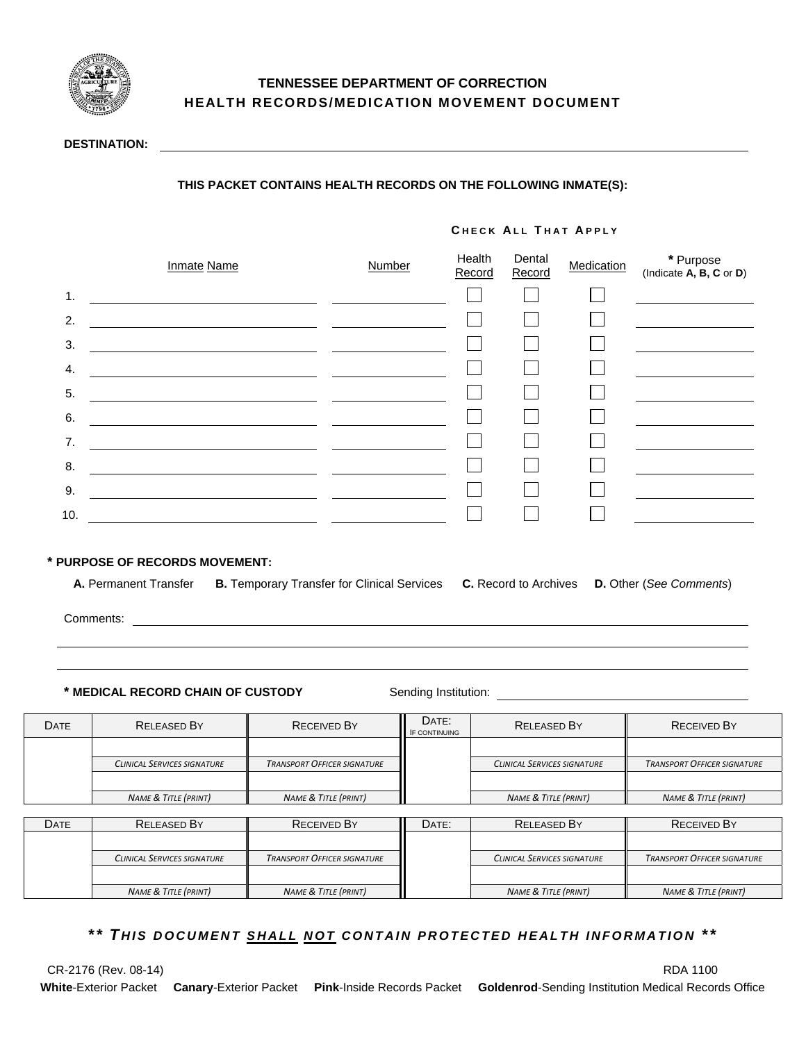# TENNESSEE DEPARTMENT OF CORRECTION
## HEALTH RECORDS/MEDICATION MOVEMENT DOCUMENT

**DESTINATION:** ______________________________

**THIS PACKET CONTAINS HEALTH RECORDS ON THE FOLLOWING INMATE(S):**

| | Inmate Name | Number | Health Record | Dental Record | Medication | * Purpose (Indicate **A, B, C** or **D**) |
|---|---|---|---|---|---|---|
| | | | CHECK ALL THAT APPLY | | | |
| 1. | | | ☐ | ☐ | ☐ | |
| 2. | | | ☐ | ☐ | ☐ | |
| 3. | | | ☐ | ☐ | ☐ | |
| 4. | | | ☐ | ☐ | ☐ | |
| 5. | | | ☐ | ☐ | ☐ | |
| 6. | | | ☐ | ☐ | ☐ | |
| 7. | | | ☐ | ☐ | ☐ | |
| 8. | | | ☐ | ☐ | ☐ | |
| 9. | | | ☐ | ☐ | ☐ | |
| 10. | | | ☐ | ☐ | ☐ | |

**\* PURPOSE OF RECORDS MOVEMENT:**

**A.** Permanent Transfer **B.** Temporary Transfer for Clinical Services **C.** Record to Archives **D.** Other (*See Comments*)

Comments: ______________________________

______________________________

______________________________

**\* MEDICAL RECORD CHAIN OF CUSTODY** Sending Institution: ______________________________

| DATE | RELEASED BY | RECEIVED BY | DATE: IF CONTINUING | RELEASED BY | RECEIVED BY |
|---|---|---|---|---|---|
| | | | | | |
| | *CLINICAL SERVICES SIGNATURE* | *TRANSPORT OFFICER SIGNATURE* | | *CLINICAL SERVICES SIGNATURE* | *TRANSPORT OFFICER SIGNATURE* |
| | | | | | |
| | *NAME & TITLE (PRINT)* | *NAME & TITLE (PRINT)* | | *NAME & TITLE (PRINT)* | *NAME & TITLE (PRINT)* |

| DATE | RELEASED BY | RECEIVED BY | DATE: | RELEASED BY | RECEIVED BY |
|---|---|---|---|---|---|
| | | | | | |
| | *CLINICAL SERVICES SIGNATURE* | *TRANSPORT OFFICER SIGNATURE* | | *CLINICAL SERVICES SIGNATURE* | *TRANSPORT OFFICER SIGNATURE* |
| | | | | | |
| | *NAME & TITLE (PRINT)* | *NAME & TITLE (PRINT)* | | *NAME & TITLE (PRINT)* | *NAME & TITLE (PRINT)* |

***\*\* THIS DOCUMENT SHALL NOT CONTAIN PROTECTED HEALTH INFORMATION \*\****

CR-2176 (Rev. 08-14) RDA 1100

**White**-Exterior Packet **Canary**-Exterior Packet **Pink**-Inside Records Packet **Goldenrod**-Sending Institution Medical Records Office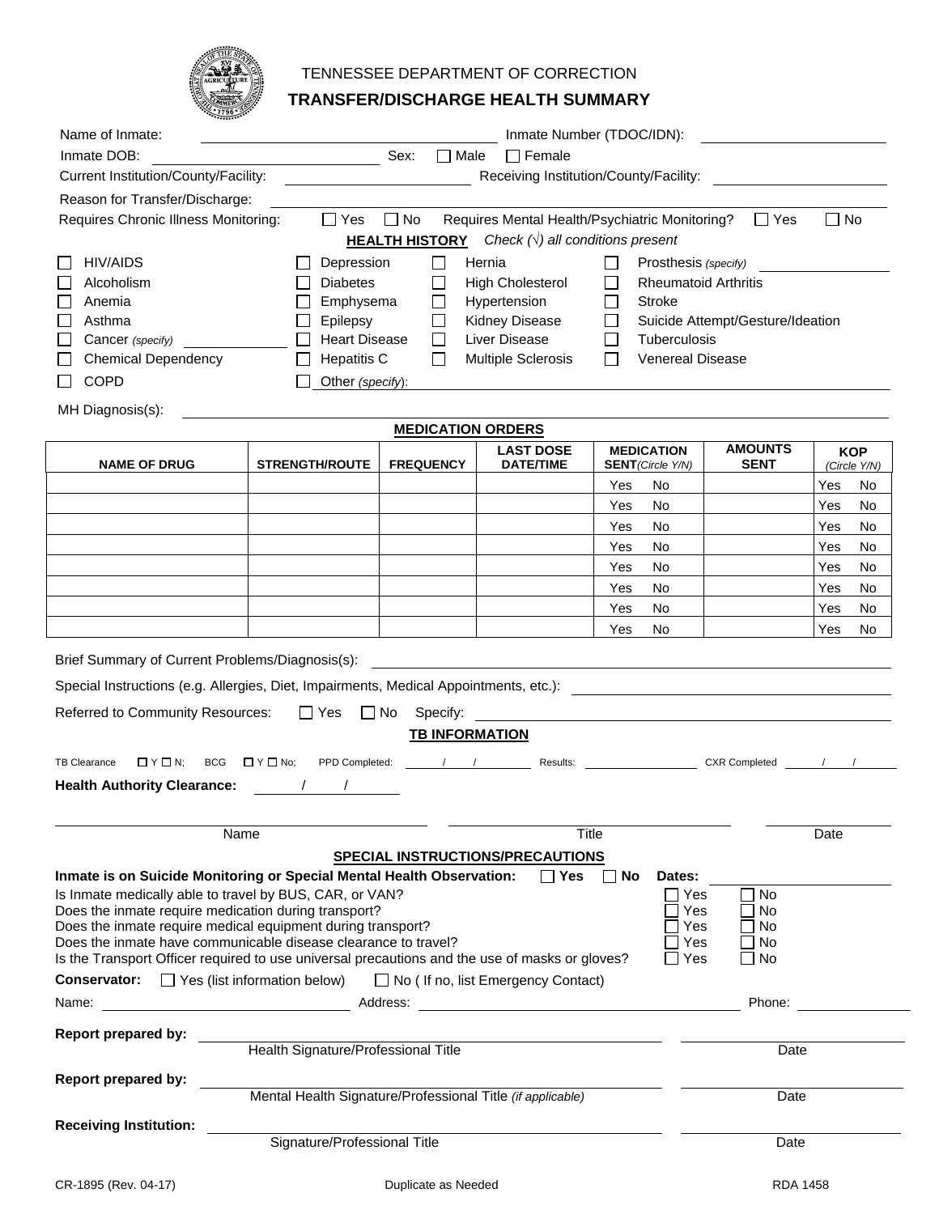TENNESSEE DEPARTMENT OF CORRECTION

# TRANSFER/DISCHARGE HEALTH SUMMARY

Name of Inmate: ______________________ Inmate Number (TDOC/IDN): ______________________

Inmate DOB: ______________________ Sex: ☐ Male ☐ Female

Current Institution/County/Facility: ______________________ Receiving Institution/County/Facility: ______________________

Reason for Transfer/Discharge: ______________________

Requires Chronic Illness Monitoring: ☐ Yes ☐ No Requires Mental Health/Psychiatric Monitoring? ☐ Yes ☐ No

**HEALTH HISTORY** *Check (√) all conditions present*

| | | | |
|---|---|---|---|
| ☐ HIV/AIDS | ☐ Depression | ☐ Hernia | ☐ Prosthesis *(specify)* ______ |
| ☐ Alcoholism | ☐ Diabetes | ☐ High Cholesterol | ☐ Rheumatoid Arthritis |
| ☐ Anemia | ☐ Emphysema | ☐ Hypertension | ☐ Stroke |
| ☐ Asthma | ☐ Epilepsy | ☐ Kidney Disease | ☐ Suicide Attempt/Gesture/Ideation |
| ☐ Cancer *(specify)* ______ | ☐ Heart Disease | ☐ Liver Disease | ☐ Tuberculosis |
| ☐ Chemical Dependency | ☐ Hepatitis C | ☐ Multiple Sclerosis | ☐ Venereal Disease |
| ☐ COPD | ☐ Other *(specify)*: ______ | | |

MH Diagnosis(s): ______________________

**MEDICATION ORDERS**

| NAME OF DRUG | STRENGTH/ROUTE | FREQUENCY | LAST DOSE DATE/TIME | MEDICATION SENT *(Circle Y/N)* | AMOUNTS SENT | KOP *(Circle Y/N)* |
|---|---|---|---|---|---|---|
| | | | | Yes No | | Yes No |
| | | | | Yes No | | Yes No |
| | | | | Yes No | | Yes No |
| | | | | Yes No | | Yes No |
| | | | | Yes No | | Yes No |
| | | | | Yes No | | Yes No |
| | | | | Yes No | | Yes No |
| | | | | Yes No | | Yes No |

Brief Summary of Current Problems/Diagnosis(s): ______________________

Special Instructions (e.g. Allergies, Diet, Impairments, Medical Appointments, etc.): ______________________

Referred to Community Resources: ☐ Yes ☐ No Specify: ______________________

**TB INFORMATION**

TB Clearance ☐ Y ☐ N; BCG ☐ Y ☐ No; PPD Completed: ___/___/___ Results: ______________ CXR Completed ___/___/___

**Health Authority Clearance:** ___/___/___

______________________ ______________________ ______________________

Name Title Date

**SPECIAL INSTRUCTIONS/PRECAUTIONS**

**Inmate is on Suicide Monitoring or Special Mental Health Observation:** ☐ **Yes** ☐ **No** **Dates:** ______________________

| | | |
|---|---|---|
| Is Inmate medically able to travel by BUS, CAR, or VAN? | ☐ Yes | ☐ No |
| Does the inmate require medication during transport? | ☐ Yes | ☐ No |
| Does the inmate require medical equipment during transport? | ☐ Yes | ☐ No |
| Does the inmate have communicable disease clearance to travel? | ☐ Yes | ☐ No |
| Is the Transport Officer required to use universal precautions and the use of masks or gloves? | ☐ Yes | ☐ No |

**Conservator:** ☐ Yes (list information below) ☐ No ( If no, list Emergency Contact)

Name: ______________________ Address: ______________________ Phone: ______________________

**Report prepared by:** ______________________ ______________________

Health Signature/Professional Title Date

**Report prepared by:** ______________________ ______________________

Mental Health Signature/Professional Title *(if applicable)* Date

**Receiving Institution:** ______________________ ______________________

Signature/Professional Title Date

CR-1895 (Rev. 04-17) Duplicate as Needed RDA 1458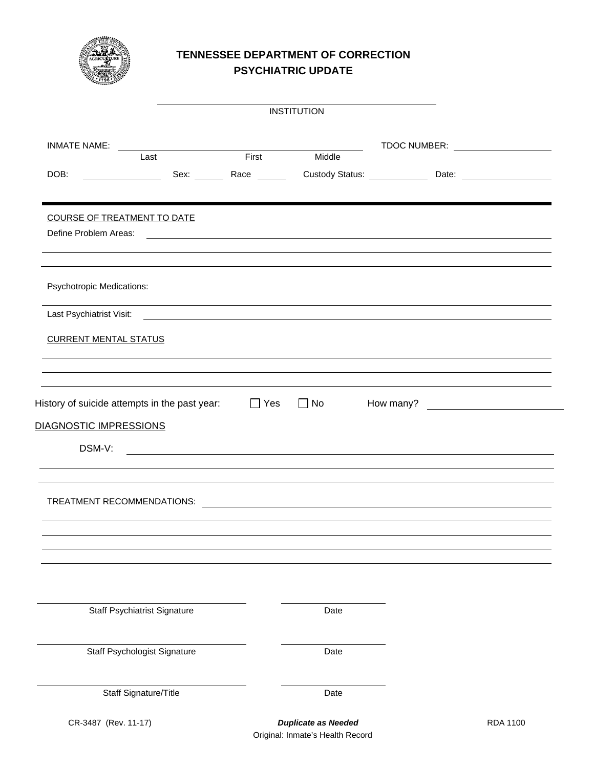# TENNESSEE DEPARTMENT OF CORRECTION
## PSYCHIATRIC UPDATE

\_\_\_\_\_\_\_\_\_\_\_\_\_\_\_\_\_\_\_\_\_\_\_\_\_\_\_\_\_\_\_\_\_\_\_\_\_\_\_\_
INSTITUTION

INMATE NAME: \_\_\_\_\_\_\_\_\_\_\_\_\_\_\_\_\_\_\_\_\_\_\_\_\_\_\_\_\_\_\_\_\_\_\_\_ TDOC NUMBER: \_\_\_\_\_\_\_\_\_\_\_\_\_\_
Last First Middle

DOB: \_\_\_\_\_\_\_\_\_\_ Sex: \_\_\_\_ Race \_\_\_\_ Custody Status: \_\_\_\_\_\_\_\_ Date: \_\_\_\_\_\_\_\_\_\_\_\_

---

COURSE OF TREATMENT TO DATE

Define Problem Areas: \_\_\_\_\_\_\_\_\_\_\_\_\_\_\_\_\_\_\_\_\_\_\_\_\_\_\_\_\_\_\_\_\_\_\_\_\_\_\_\_\_\_\_\_\_\_\_\_\_\_

\_\_\_\_\_\_\_\_\_\_\_\_\_\_\_\_\_\_\_\_\_\_\_\_\_\_\_\_\_\_\_\_\_\_\_\_\_\_\_\_\_\_\_\_\_\_\_\_\_\_\_\_\_\_\_\_\_\_\_\_\_\_\_\_\_\_\_\_\_\_

\_\_\_\_\_\_\_\_\_\_\_\_\_\_\_\_\_\_\_\_\_\_\_\_\_\_\_\_\_\_\_\_\_\_\_\_\_\_\_\_\_\_\_\_\_\_\_\_\_\_\_\_\_\_\_\_\_\_\_\_\_\_\_\_\_\_\_\_\_\_

Psychotropic Medications:

\_\_\_\_\_\_\_\_\_\_\_\_\_\_\_\_\_\_\_\_\_\_\_\_\_\_\_\_\_\_\_\_\_\_\_\_\_\_\_\_\_\_\_\_\_\_\_\_\_\_\_\_\_\_\_\_\_\_\_\_\_\_\_\_\_\_\_\_\_\_

Last Psychiatrist Visit: \_\_\_\_\_\_\_\_\_\_\_\_\_\_\_\_\_\_\_\_\_\_\_\_\_\_\_\_\_\_\_\_\_\_\_\_\_\_\_\_\_\_\_\_\_\_\_\_\_\_

CURRENT MENTAL STATUS

\_\_\_\_\_\_\_\_\_\_\_\_\_\_\_\_\_\_\_\_\_\_\_\_\_\_\_\_\_\_\_\_\_\_\_\_\_\_\_\_\_\_\_\_\_\_\_\_\_\_\_\_\_\_\_\_\_\_\_\_\_\_\_\_\_\_\_\_\_\_

\_\_\_\_\_\_\_\_\_\_\_\_\_\_\_\_\_\_\_\_\_\_\_\_\_\_\_\_\_\_\_\_\_\_\_\_\_\_\_\_\_\_\_\_\_\_\_\_\_\_\_\_\_\_\_\_\_\_\_\_\_\_\_\_\_\_\_\_\_\_

\_\_\_\_\_\_\_\_\_\_\_\_\_\_\_\_\_\_\_\_\_\_\_\_\_\_\_\_\_\_\_\_\_\_\_\_\_\_\_\_\_\_\_\_\_\_\_\_\_\_\_\_\_\_\_\_\_\_\_\_\_\_\_\_\_\_\_\_\_\_

History of suicide attempts in the past year: ☐ Yes ☐ No How many? \_\_\_\_\_\_\_\_\_\_\_\_

DIAGNOSTIC IMPRESSIONS

DSM-V: \_\_\_\_\_\_\_\_\_\_\_\_\_\_\_\_\_\_\_\_\_\_\_\_\_\_\_\_\_\_\_\_\_\_\_\_\_\_\_\_\_\_\_\_\_\_\_\_\_\_\_\_\_\_\_\_\_\_\_\_\_

\_\_\_\_\_\_\_\_\_\_\_\_\_\_\_\_\_\_\_\_\_\_\_\_\_\_\_\_\_\_\_\_\_\_\_\_\_\_\_\_\_\_\_\_\_\_\_\_\_\_\_\_\_\_\_\_\_\_\_\_\_\_\_\_\_\_\_\_\_\_

\_\_\_\_\_\_\_\_\_\_\_\_\_\_\_\_\_\_\_\_\_\_\_\_\_\_\_\_\_\_\_\_\_\_\_\_\_\_\_\_\_\_\_\_\_\_\_\_\_\_\_\_\_\_\_\_\_\_\_\_\_\_\_\_\_\_\_\_\_\_

TREATMENT RECOMMENDATIONS: \_\_\_\_\_\_\_\_\_\_\_\_\_\_\_\_\_\_\_\_\_\_\_\_\_\_\_\_\_\_\_\_\_\_\_\_\_\_\_\_\_\_

\_\_\_\_\_\_\_\_\_\_\_\_\_\_\_\_\_\_\_\_\_\_\_\_\_\_\_\_\_\_\_\_\_\_\_\_\_\_\_\_\_\_\_\_\_\_\_\_\_\_\_\_\_\_\_\_\_\_\_\_\_\_\_\_\_\_\_\_\_\_

\_\_\_\_\_\_\_\_\_\_\_\_\_\_\_\_\_\_\_\_\_\_\_\_\_\_\_\_\_\_\_\_\_\_\_\_\_\_\_\_\_\_\_\_\_\_\_\_\_\_\_\_\_\_\_\_\_\_\_\_\_\_\_\_\_\_\_\_\_\_

\_\_\_\_\_\_\_\_\_\_\_\_\_\_\_\_\_\_\_\_\_\_\_\_\_\_\_\_\_\_\_\_\_\_\_\_\_\_\_\_\_\_\_\_\_\_\_\_\_\_\_\_\_\_\_\_\_\_\_\_\_\_\_\_\_\_\_\_\_\_

\_\_\_\_\_\_\_\_\_\_\_\_\_\_\_\_\_\_\_\_\_\_\_\_\_\_\_\_\_\_\_\_\_\_\_\_\_\_\_\_\_\_\_\_\_\_\_\_\_\_\_\_\_\_\_\_\_\_\_\_\_\_\_\_\_\_\_\_\_\_

\_\_\_\_\_\_\_\_\_\_\_\_\_\_\_\_\_\_\_\_\_\_\_\_\_\_\_\_ \_\_\_\_\_\_\_\_\_\_\_\_\_\_
Staff Psychiatrist Signature Date

\_\_\_\_\_\_\_\_\_\_\_\_\_\_\_\_\_\_\_\_\_\_\_\_\_\_\_\_ \_\_\_\_\_\_\_\_\_\_\_\_\_\_
Staff Psychologist Signature Date

\_\_\_\_\_\_\_\_\_\_\_\_\_\_\_\_\_\_\_\_\_\_\_\_\_\_\_\_ \_\_\_\_\_\_\_\_\_\_\_\_\_\_
Staff Signature/Title Date

CR-3487 (Rev. 11-17) ***Duplicate as Needed*** RDA 1100

Original: Inmate's Health Record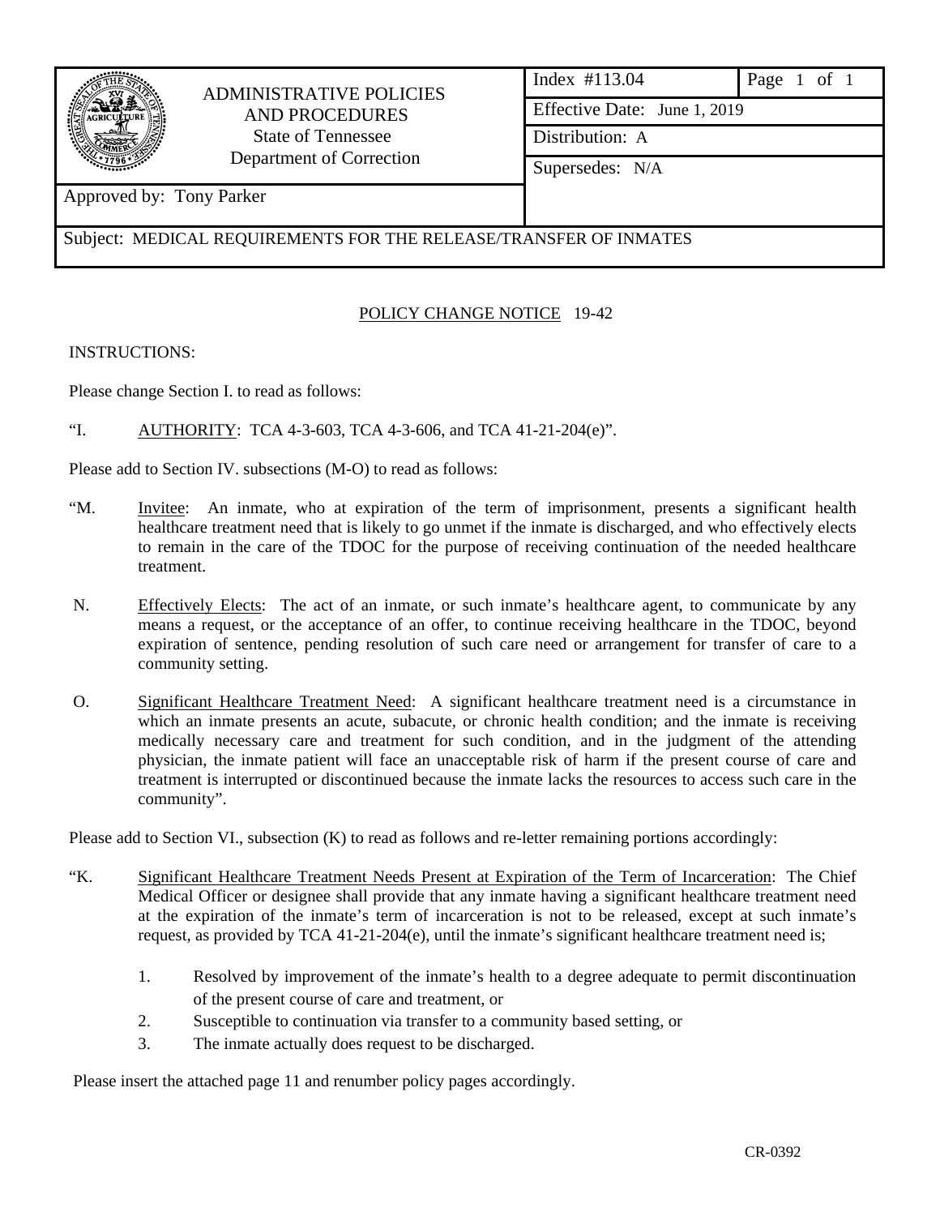| ADMINISTRATIVE POLICIES AND PROCEDURES<br>State of Tennessee<br>Department of Correction | Index #113.04 | Page 1 of 1 |
|---|---|---|
| | Effective Date: June 1, 2019 | |
| | Distribution: A | |
| | Supersedes: N/A | |
| Approved by: Tony Parker | | |
| Subject: MEDICAL REQUIREMENTS FOR THE RELEASE/TRANSFER OF INMATES | | |

POLICY CHANGE NOTICE 19-42

INSTRUCTIONS:

Please change Section I. to read as follows:

"I. AUTHORITY: TCA 4-3-603, TCA 4-3-606, and TCA 41-21-204(e)".

Please add to Section IV. subsections (M-O) to read as follows:

"M. Invitee: An inmate, who at expiration of the term of imprisonment, presents a significant health healthcare treatment need that is likely to go unmet if the inmate is discharged, and who effectively elects to remain in the care of the TDOC for the purpose of receiving continuation of the needed healthcare treatment.

N. Effectively Elects: The act of an inmate, or such inmate's healthcare agent, to communicate by any means a request, or the acceptance of an offer, to continue receiving healthcare in the TDOC, beyond expiration of sentence, pending resolution of such care need or arrangement for transfer of care to a community setting.

O. Significant Healthcare Treatment Need: A significant healthcare treatment need is a circumstance in which an inmate presents an acute, subacute, or chronic health condition; and the inmate is receiving medically necessary care and treatment for such condition, and in the judgment of the attending physician, the inmate patient will face an unacceptable risk of harm if the present course of care and treatment is interrupted or discontinued because the inmate lacks the resources to access such care in the community".

Please add to Section VI., subsection (K) to read as follows and re-letter remaining portions accordingly:

"K. Significant Healthcare Treatment Needs Present at Expiration of the Term of Incarceration: The Chief Medical Officer or designee shall provide that any inmate having a significant healthcare treatment need at the expiration of the inmate's term of incarceration is not to be released, except at such inmate's request, as provided by TCA 41-21-204(e), until the inmate's significant healthcare treatment need is;

1. Resolved by improvement of the inmate's health to a degree adequate to permit discontinuation of the present course of care and treatment, or
2. Susceptible to continuation via transfer to a community based setting, or
3. The inmate actually does request to be discharged.

Please insert the attached page 11 and renumber policy pages accordingly.

CR-0392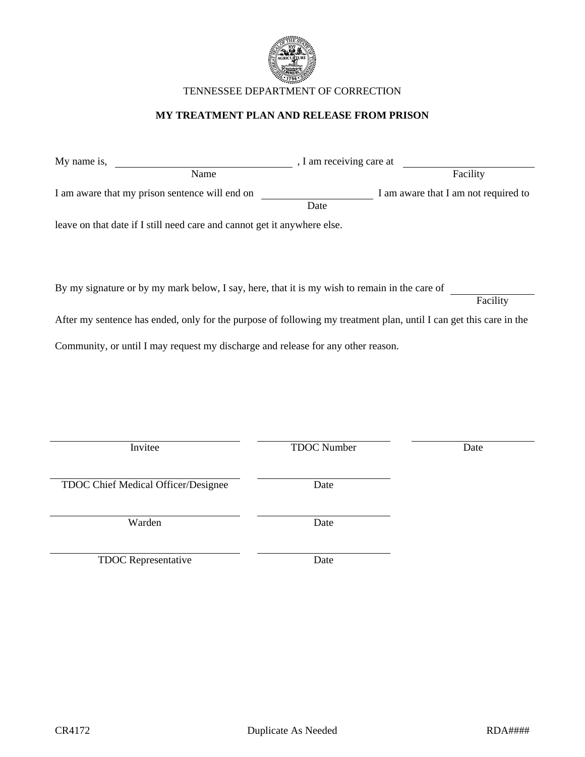TENNESSEE DEPARTMENT OF CORRECTION

**MY TREATMENT PLAN AND RELEASE FROM PRISON**

My name is, \_\_\_\_\_\_\_\_\_\_\_\_\_\_\_\_\_\_\_\_\_\_\_\_\_\_\_\_\_\_ (Name), I am receiving care at \_\_\_\_\_\_\_\_\_\_\_\_\_\_\_\_\_\_\_\_ (Facility)

I am aware that my prison sentence will end on \_\_\_\_\_\_\_\_\_\_\_\_\_\_\_\_\_\_\_\_ (Date) I am aware that I am not required to leave on that date if I still need care and cannot get it anywhere else.

By my signature or by my mark below, I say, here, that it is my wish to remain in the care of \_\_\_\_\_\_\_\_\_\_\_\_\_\_\_\_ (Facility)

After my sentence has ended, only for the purpose of following my treatment plan, until I can get this care in the Community, or until I may request my discharge and release for any other reason.

| | | |
|---|---|---|
| \_\_\_\_\_\_\_\_\_\_\_\_\_\_\_\_\_\_\_\_ | \_\_\_\_\_\_\_\_\_\_\_\_\_\_\_\_ | \_\_\_\_\_\_\_\_\_\_\_\_\_\_\_\_ |
| Invitee | TDOC Number | Date |
| \_\_\_\_\_\_\_\_\_\_\_\_\_\_\_\_\_\_\_\_ | \_\_\_\_\_\_\_\_\_\_\_\_\_\_\_\_ | |
| TDOC Chief Medical Officer/Designee | Date | |
| \_\_\_\_\_\_\_\_\_\_\_\_\_\_\_\_\_\_\_\_ | \_\_\_\_\_\_\_\_\_\_\_\_\_\_\_\_ | |
| Warden | Date | |
| \_\_\_\_\_\_\_\_\_\_\_\_\_\_\_\_\_\_\_\_ | \_\_\_\_\_\_\_\_\_\_\_\_\_\_\_\_ | |
| TDOC Representative | Date | |

CR4172 Duplicate As Needed RDA####